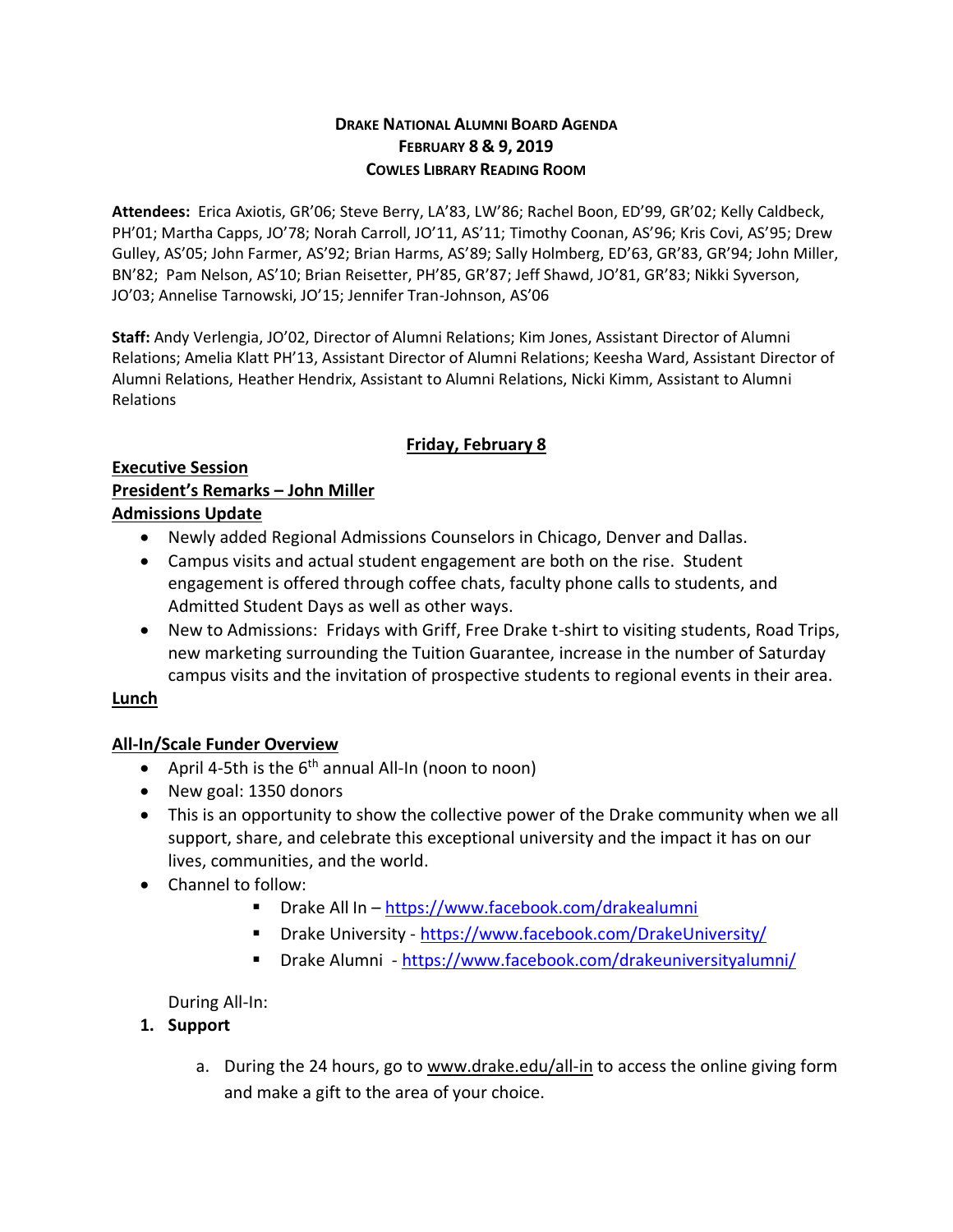# DRAKE NATIONAL ALUMNI BOARD AGENDA
## FEBRUARY 8 & 9, 2019
## COWLES LIBRARY READING ROOM

**Attendees:** Erica Axiotis, GR'06; Steve Berry, LA'83, LW'86; Rachel Boon, ED'99, GR'02; Kelly Caldbeck, PH'01; Martha Capps, JO'78; Norah Carroll, JO'11, AS'11; Timothy Coonan, AS'96; Kris Covi, AS'95; Drew Gulley, AS'05; John Farmer, AS'92; Brian Harms, AS'89; Sally Holmberg, ED'63, GR'83, GR'94; John Miller, BN'82; Pam Nelson, AS'10; Brian Reisetter, PH'85, GR'87; Jeff Shawd, JO'81, GR'83; Nikki Syverson, JO'03; Annelise Tarnowski, JO'15; Jennifer Tran-Johnson, AS'06

**Staff:** Andy Verlengia, JO'02, Director of Alumni Relations; Kim Jones, Assistant Director of Alumni Relations; Amelia Klatt PH'13, Assistant Director of Alumni Relations; Keesha Ward, Assistant Director of Alumni Relations, Heather Hendrix, Assistant to Alumni Relations, Nicki Kimm, Assistant to Alumni Relations

## Friday, February 8

**Executive Session**

**President's Remarks – John Miller**

**Admissions Update**

- Newly added Regional Admissions Counselors in Chicago, Denver and Dallas.
- Campus visits and actual student engagement are both on the rise. Student engagement is offered through coffee chats, faculty phone calls to students, and Admitted Student Days as well as other ways.
- New to Admissions: Fridays with Griff, Free Drake t-shirt to visiting students, Road Trips, new marketing surrounding the Tuition Guarantee, increase in the number of Saturday campus visits and the invitation of prospective students to regional events in their area.

**Lunch**

**All-In/Scale Funder Overview**

- April 4-5th is the 6th annual All-In (noon to noon)
- New goal: 1350 donors
- This is an opportunity to show the collective power of the Drake community when we all support, share, and celebrate this exceptional university and the impact it has on our lives, communities, and the world.
- Channel to follow:
  - Drake All In – https://www.facebook.com/drakealumni
  - Drake University - https://www.facebook.com/DrakeUniversity/
  - Drake Alumni - https://www.facebook.com/drakeuniversityalumni/

During All-In:

1. **Support**
   a. During the 24 hours, go to www.drake.edu/all-in to access the online giving form and make a gift to the area of your choice.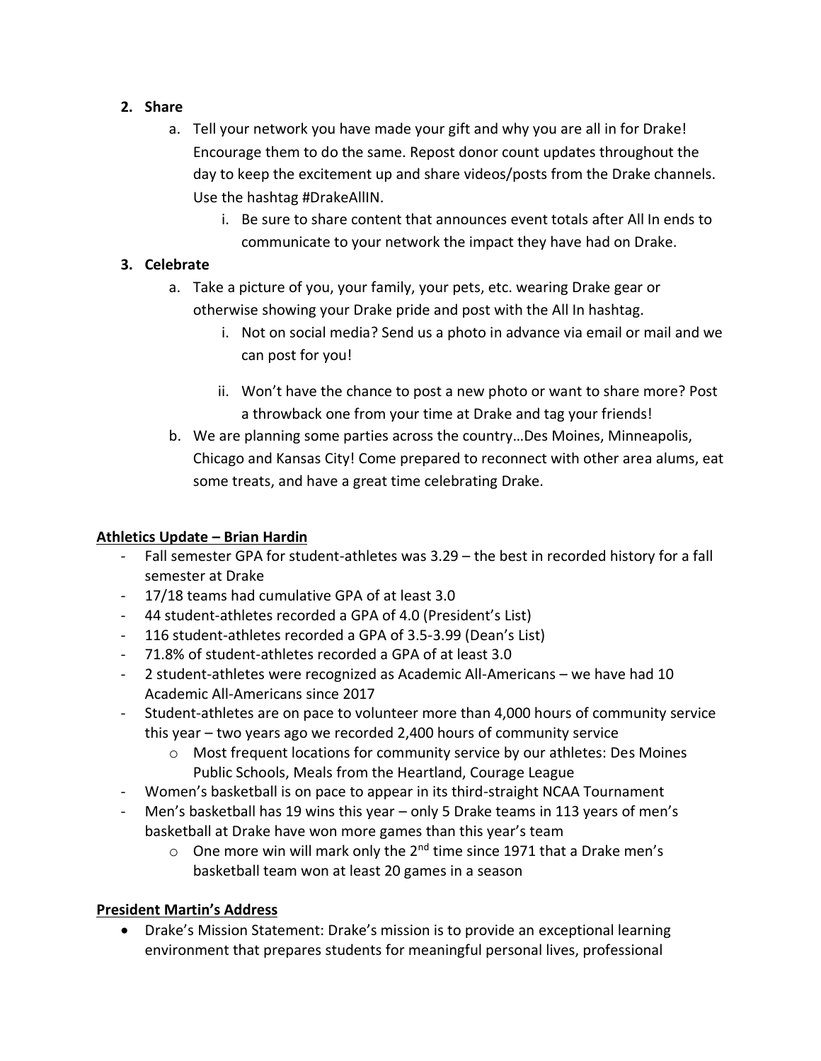2. **Share**
    a. Tell your network you have made your gift and why you are all in for Drake! Encourage them to do the same. Repost donor count updates throughout the day to keep the excitement up and share videos/posts from the Drake channels. Use the hashtag #DrakeAllIN.
        i. Be sure to share content that announces event totals after All In ends to communicate to your network the impact they have had on Drake.
3. **Celebrate**
    a. Take a picture of you, your family, your pets, etc. wearing Drake gear or otherwise showing your Drake pride and post with the All In hashtag.
        i. Not on social media? Send us a photo in advance via email or mail and we can post for you!
        ii. Won't have the chance to post a new photo or want to share more? Post a throwback one from your time at Drake and tag your friends!
    b. We are planning some parties across the country…Des Moines, Minneapolis, Chicago and Kansas City! Come prepared to reconnect with other area alums, eat some treats, and have a great time celebrating Drake.

**<u>Athletics Update – Brian Hardin</u>**

- Fall semester GPA for student-athletes was 3.29 – the best in recorded history for a fall semester at Drake
- 17/18 teams had cumulative GPA of at least 3.0
- 44 student-athletes recorded a GPA of 4.0 (President's List)
- 116 student-athletes recorded a GPA of 3.5-3.99 (Dean's List)
- 71.8% of student-athletes recorded a GPA of at least 3.0
- 2 student-athletes were recognized as Academic All-Americans – we have had 10 Academic All-Americans since 2017
- Student-athletes are on pace to volunteer more than 4,000 hours of community service this year – two years ago we recorded 2,400 hours of community service
    - Most frequent locations for community service by our athletes: Des Moines Public Schools, Meals from the Heartland, Courage League
- Women's basketball is on pace to appear in its third-straight NCAA Tournament
- Men's basketball has 19 wins this year – only 5 Drake teams in 113 years of men's basketball at Drake have won more games than this year's team
    - One more win will mark only the 2nd time since 1971 that a Drake men's basketball team won at least 20 games in a season

**<u>President Martin's Address</u>**

- Drake's Mission Statement: Drake's mission is to provide an exceptional learning environment that prepares students for meaningful personal lives, professional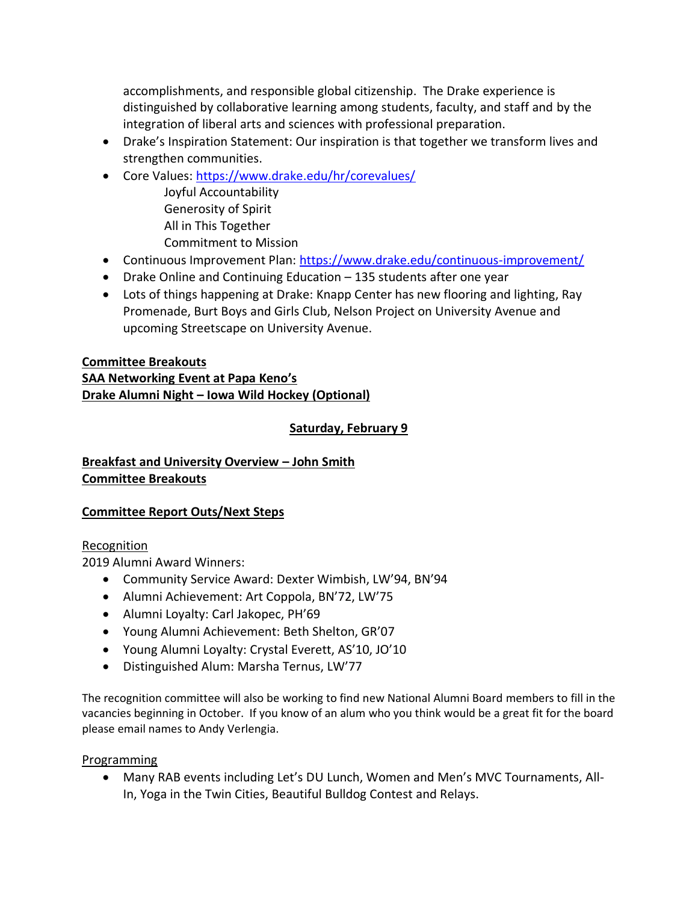accomplishments, and responsible global citizenship. The Drake experience is distinguished by collaborative learning among students, faculty, and staff and by the integration of liberal arts and sciences with professional preparation.

- Drake's Inspiration Statement: Our inspiration is that together we transform lives and strengthen communities.
- Core Values: https://www.drake.edu/hr/corevalues/
  - Joyful Accountability
  - Generosity of Spirit
  - All in This Together
  - Commitment to Mission
- Continuous Improvement Plan: https://www.drake.edu/continuous-improvement/
- Drake Online and Continuing Education – 135 students after one year
- Lots of things happening at Drake: Knapp Center has new flooring and lighting, Ray Promenade, Burt Boys and Girls Club, Nelson Project on University Avenue and upcoming Streetscape on University Avenue.

**Committee Breakouts**

**SAA Networking Event at Papa Keno's**

**Drake Alumni Night – Iowa Wild Hockey (Optional)**

## Saturday, February 9

**Breakfast and University Overview – John Smith**

**Committee Breakouts**

**Committee Report Outs/Next Steps**

Recognition

2019 Alumni Award Winners:

- Community Service Award: Dexter Wimbish, LW'94, BN'94
- Alumni Achievement: Art Coppola, BN'72, LW'75
- Alumni Loyalty: Carl Jakopec, PH'69
- Young Alumni Achievement: Beth Shelton, GR'07
- Young Alumni Loyalty: Crystal Everett, AS'10, JO'10
- Distinguished Alum: Marsha Ternus, LW'77

The recognition committee will also be working to find new National Alumni Board members to fill in the vacancies beginning in October. If you know of an alum who you think would be a great fit for the board please email names to Andy Verlengia.

Programming

- Many RAB events including Let's DU Lunch, Women and Men's MVC Tournaments, All-In, Yoga in the Twin Cities, Beautiful Bulldog Contest and Relays.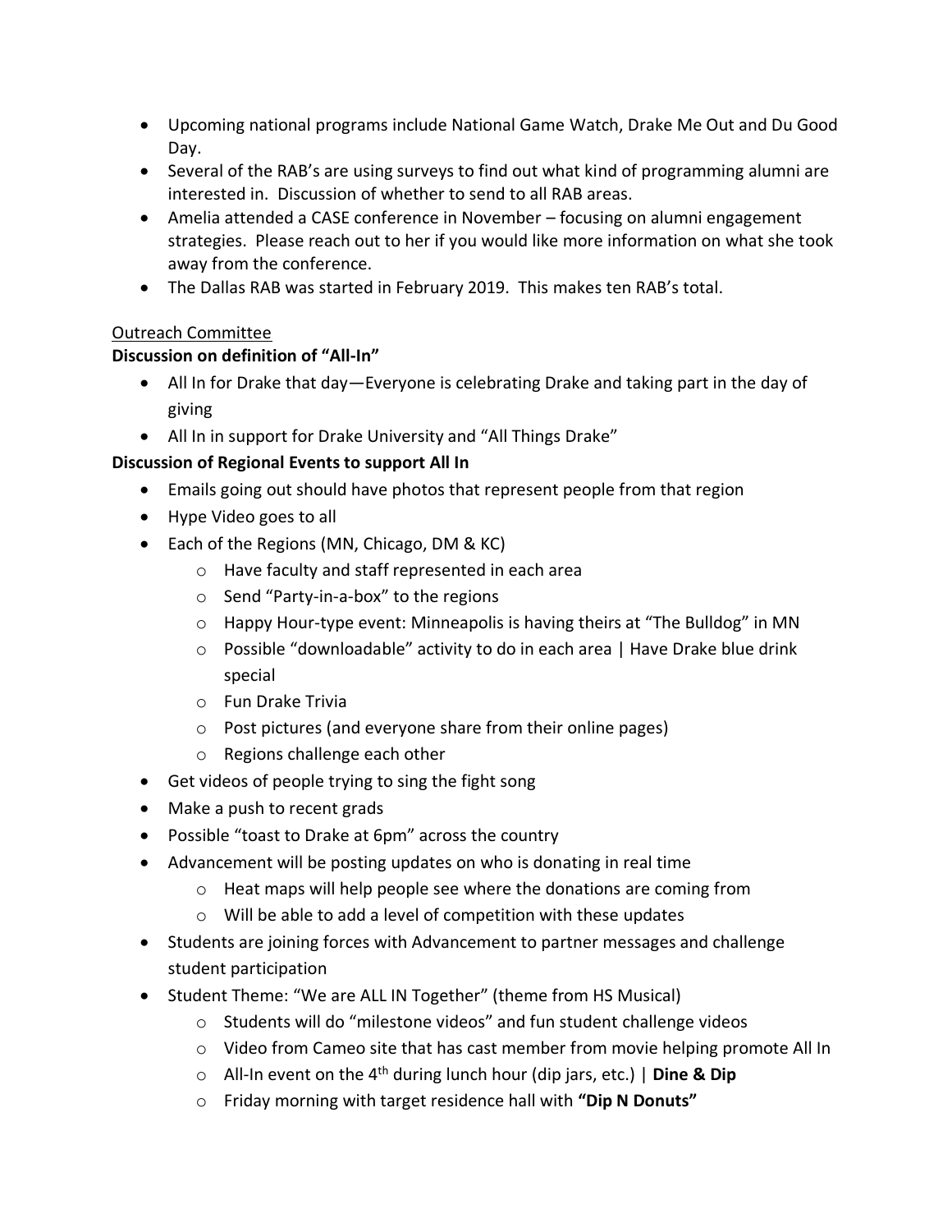- Upcoming national programs include National Game Watch, Drake Me Out and Du Good Day.
- Several of the RAB's are using surveys to find out what kind of programming alumni are interested in. Discussion of whether to send to all RAB areas.
- Amelia attended a CASE conference in November – focusing on alumni engagement strategies. Please reach out to her if you would like more information on what she took away from the conference.
- The Dallas RAB was started in February 2019. This makes ten RAB's total.

<u>Outreach Committee</u>

**Discussion on definition of "All-In"**

- All In for Drake that day—Everyone is celebrating Drake and taking part in the day of giving
- All In in support for Drake University and "All Things Drake"

**Discussion of Regional Events to support All In**

- Emails going out should have photos that represent people from that region
- Hype Video goes to all
- Each of the Regions (MN, Chicago, DM & KC)
    - Have faculty and staff represented in each area
    - Send "Party-in-a-box" to the regions
    - Happy Hour-type event: Minneapolis is having theirs at "The Bulldog" in MN
    - Possible "downloadable" activity to do in each area | Have Drake blue drink special
    - Fun Drake Trivia
    - Post pictures (and everyone share from their online pages)
    - Regions challenge each other
- Get videos of people trying to sing the fight song
- Make a push to recent grads
- Possible "toast to Drake at 6pm" across the country
- Advancement will be posting updates on who is donating in real time
    - Heat maps will help people see where the donations are coming from
    - Will be able to add a level of competition with these updates
- Students are joining forces with Advancement to partner messages and challenge student participation
- Student Theme: "We are ALL IN Together" (theme from HS Musical)
    - Students will do "milestone videos" and fun student challenge videos
    - Video from Cameo site that has cast member from movie helping promote All In
    - All-In event on the 4th during lunch hour (dip jars, etc.) | **Dine & Dip**
    - Friday morning with target residence hall with **"Dip N Donuts"**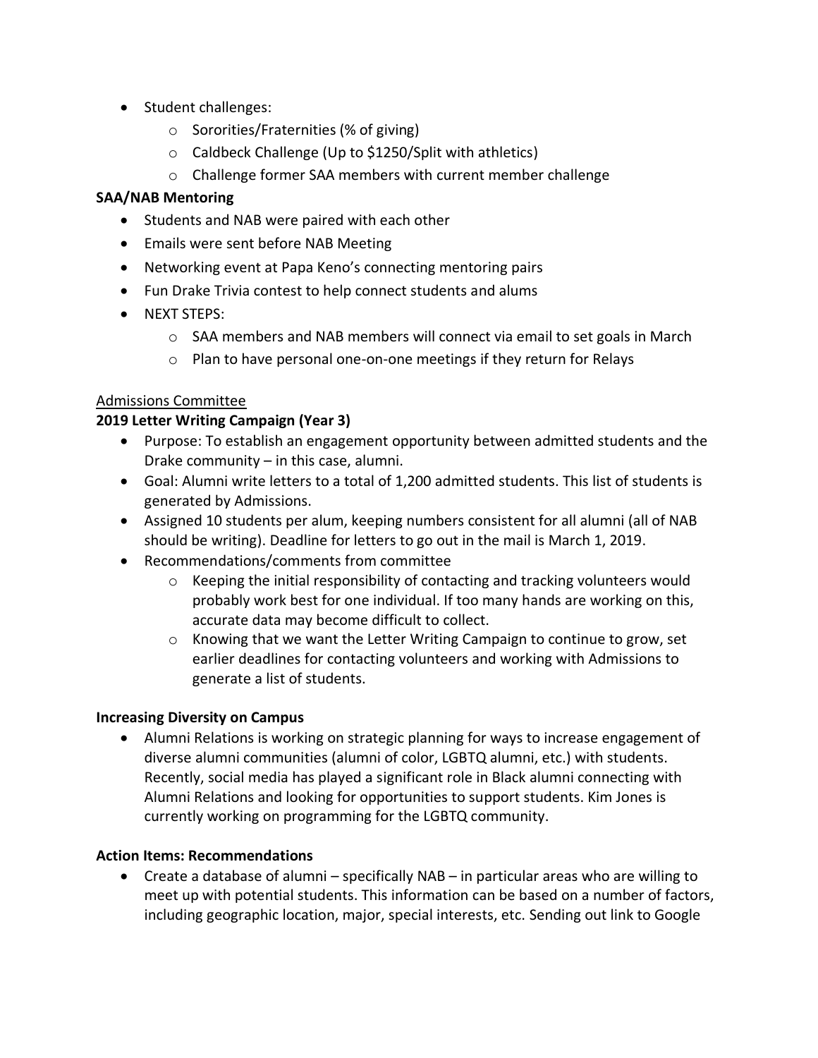- Student challenges:
  - Sororities/Fraternities (% of giving)
  - Caldbeck Challenge (Up to $1250/Split with athletics)
  - Challenge former SAA members with current member challenge

**SAA/NAB Mentoring**

- Students and NAB were paired with each other
- Emails were sent before NAB Meeting
- Networking event at Papa Keno's connecting mentoring pairs
- Fun Drake Trivia contest to help connect students and alums
- NEXT STEPS:
  - SAA members and NAB members will connect via email to set goals in March
  - Plan to have personal one-on-one meetings if they return for Relays

<u>Admissions Committee</u>

**2019 Letter Writing Campaign (Year 3)**

- Purpose: To establish an engagement opportunity between admitted students and the Drake community – in this case, alumni.
- Goal: Alumni write letters to a total of 1,200 admitted students. This list of students is generated by Admissions.
- Assigned 10 students per alum, keeping numbers consistent for all alumni (all of NAB should be writing). Deadline for letters to go out in the mail is March 1, 2019.
- Recommendations/comments from committee
  - Keeping the initial responsibility of contacting and tracking volunteers would probably work best for one individual. If too many hands are working on this, accurate data may become difficult to collect.
  - Knowing that we want the Letter Writing Campaign to continue to grow, set earlier deadlines for contacting volunteers and working with Admissions to generate a list of students.

**Increasing Diversity on Campus**

- Alumni Relations is working on strategic planning for ways to increase engagement of diverse alumni communities (alumni of color, LGBTQ alumni, etc.) with students. Recently, social media has played a significant role in Black alumni connecting with Alumni Relations and looking for opportunities to support students. Kim Jones is currently working on programming for the LGBTQ community.

**Action Items: Recommendations**

- Create a database of alumni – specifically NAB – in particular areas who are willing to meet up with potential students. This information can be based on a number of factors, including geographic location, major, special interests, etc. Sending out link to Google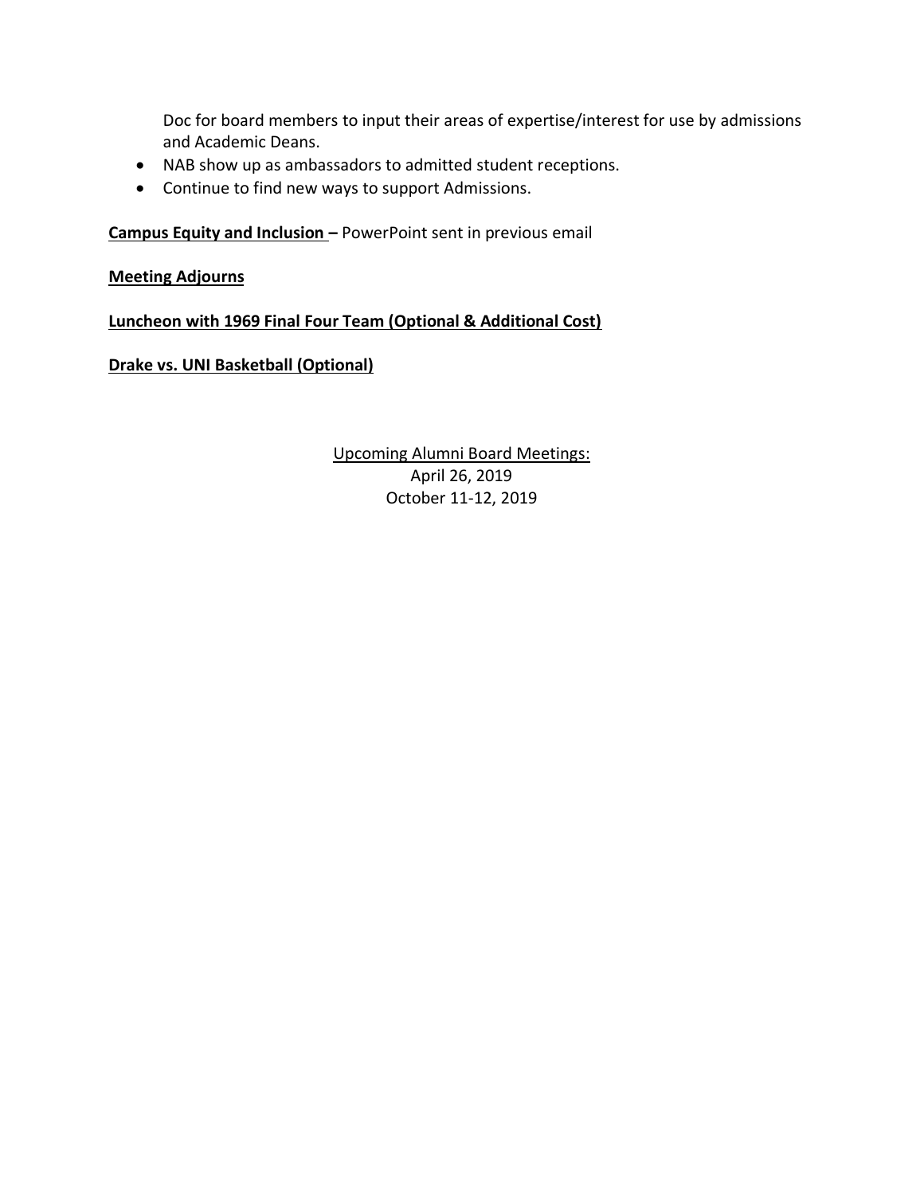Doc for board members to input their areas of expertise/interest for use by admissions and Academic Deans.

- NAB show up as ambassadors to admitted student receptions.
- Continue to find new ways to support Admissions.

**Campus Equity and Inclusion –** PowerPoint sent in previous email

**Meeting Adjourns**

**Luncheon with 1969 Final Four Team (Optional & Additional Cost)**

**Drake vs. UNI Basketball (Optional)**

Upcoming Alumni Board Meetings:
April 26, 2019
October 11-12, 2019